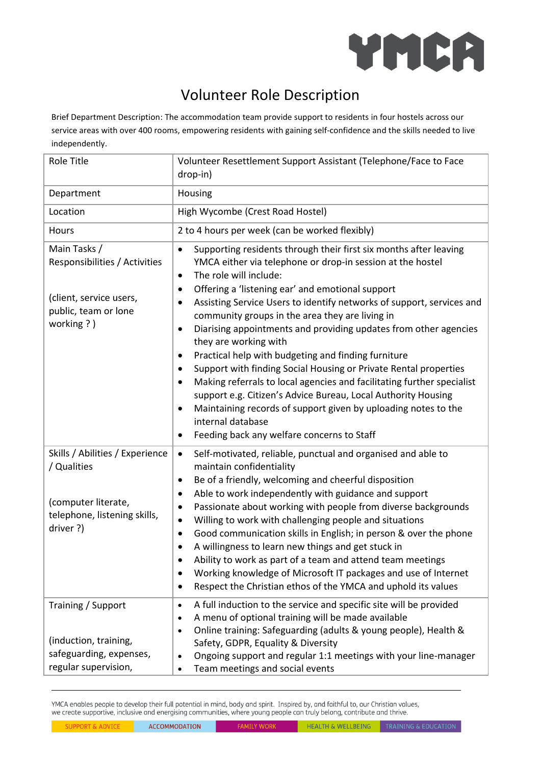YMCA

# Volunteer Role Description

Brief Department Description: The accommodation team provide support to residents in four hostels across our service areas with over 400 rooms, empowering residents with gaining self-confidence and the skills needed to live independently.

| Role Title | Volunteer Resettlement Support Assistant (Telephone/Face to Face drop-in) |
|---|---|
| Department | Housing |
| Location | High Wycombe (Crest Road Hostel) |
| Hours | 2 to 4 hours per week (can be worked flexibly) |
| Main Tasks / Responsibilities / Activities<br><br>(client, service users, public, team or lone working ? ) | • Supporting residents through their first six months after leaving YMCA either via telephone or drop-in session at the hostel<br>• The role will include:<br>• Offering a 'listening ear' and emotional support<br>• Assisting Service Users to identify networks of support, services and community groups in the area they are living in<br>• Diarising appointments and providing updates from other agencies they are working with<br>• Practical help with budgeting and finding furniture<br>• Support with finding Social Housing or Private Rental properties<br>• Making referrals to local agencies and facilitating further specialist support e.g. Citizen's Advice Bureau, Local Authority Housing<br>• Maintaining records of support given by uploading notes to the internal database<br>• Feeding back any welfare concerns to Staff |
| Skills / Abilities / Experience / Qualities<br><br>(computer literate, telephone, listening skills, driver ?) | • Self-motivated, reliable, punctual and organised and able to maintain confidentiality<br>• Be of a friendly, welcoming and cheerful disposition<br>• Able to work independently with guidance and support<br>• Passionate about working with people from diverse backgrounds<br>• Willing to work with challenging people and situations<br>• Good communication skills in English; in person & over the phone<br>• A willingness to learn new things and get stuck in<br>• Ability to work as part of a team and attend team meetings<br>• Working knowledge of Microsoft IT packages and use of Internet<br>• Respect the Christian ethos of the YMCA and uphold its values |
| Training / Support<br><br>(induction, training, safeguarding, expenses, regular supervision, | • A full induction to the service and specific site will be provided<br>• A menu of optional training will be made available<br>• Online training: Safeguarding (adults & young people), Health & Safety, GDPR, Equality & Diversity<br>• Ongoing support and regular 1:1 meetings with your line-manager<br>• Team meetings and social events |

YMCA enables people to develop their full potential in mind, body and spirit. Inspired by, and faithful to, our Christian values, we create supportive, inclusive and energising communities, where young people can truly belong, contribute and thrive.

SUPPORT & ADVICE | ACCOMMODATION | FAMILY WORK | HEALTH & WELLBEING | TRAINING & EDUCATION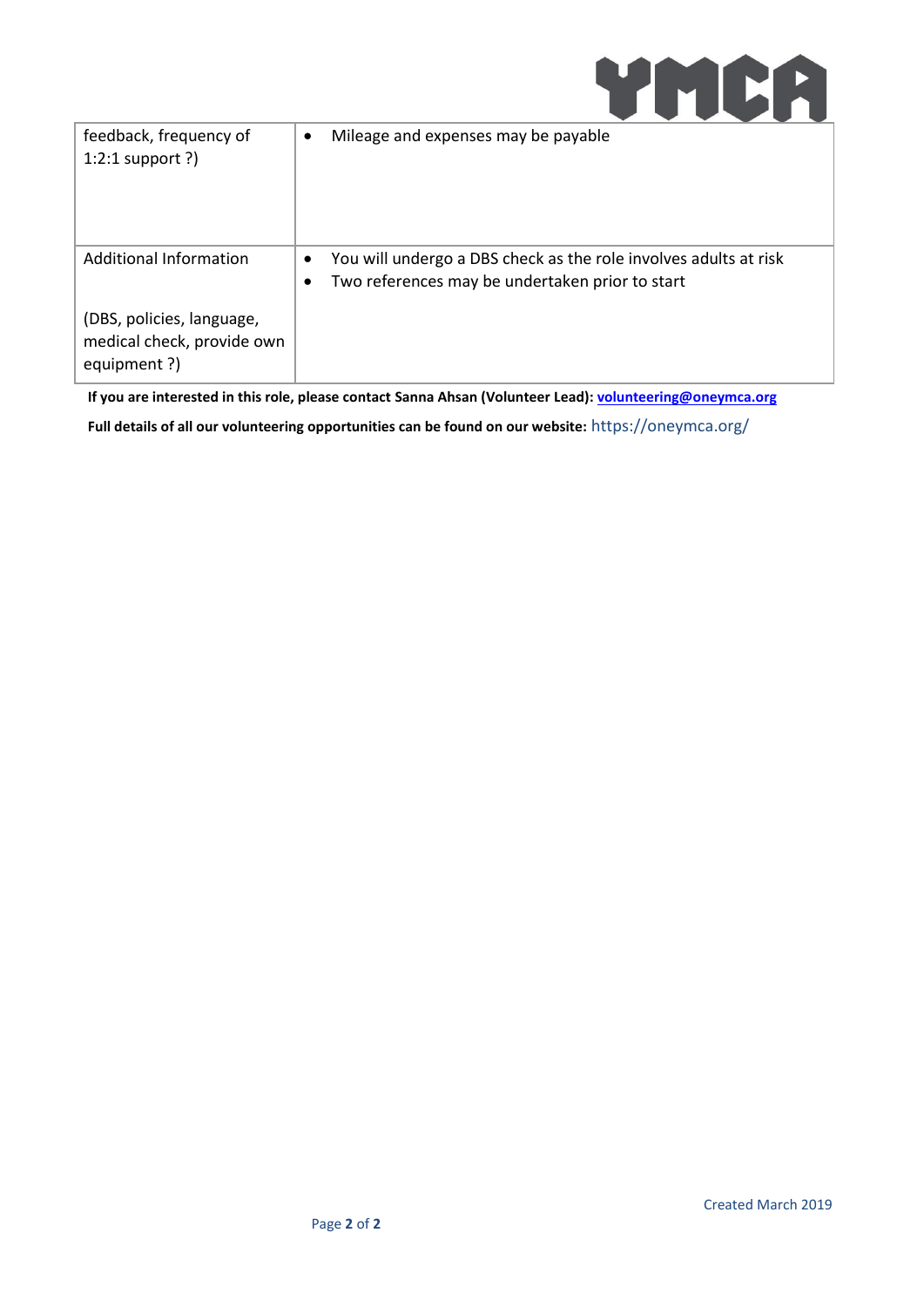| | |
|---|---|
| feedback, frequency of 1:2:1 support ?) | • Mileage and expenses may be payable |
| Additional Information<br><br>(DBS, policies, language, medical check, provide own equipment ?) | • You will undergo a DBS check as the role involves adults at risk<br>• Two references may be undertaken prior to start |

**If you are interested in this role, please contact Sanna Ahsan (Volunteer Lead): volunteering@oneymca.org**

**Full details of all our volunteering opportunities can be found on our website:** https://oneymca.org/

Created March 2019